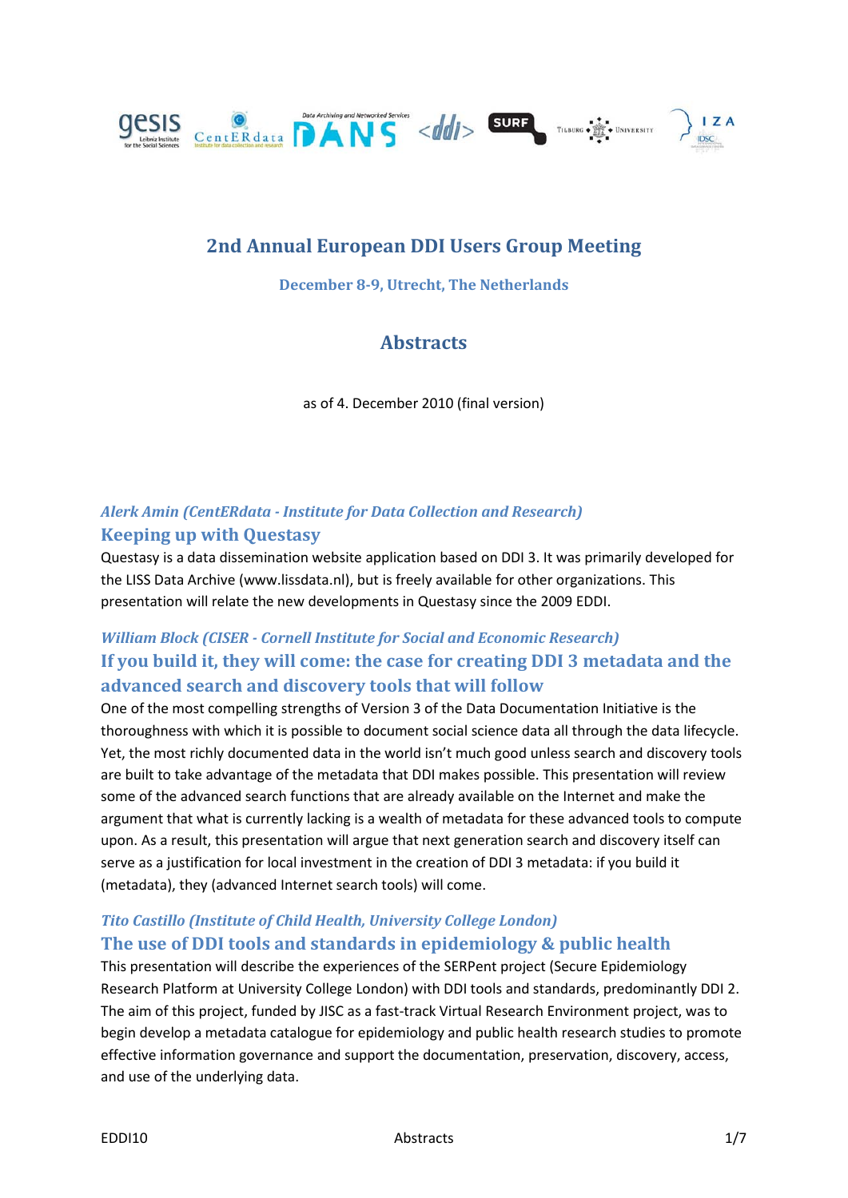# 2nd Annual European DDI Users Group Meeting

### December 8-9, Utrecht, The Netherlands

## Abstracts

as of 4. December 2010 (final version)

*Alerk Amin (CentERdata - Institute for Data Collection and Research)*

### Keeping up with Questasy

Questasy is a data dissemination website application based on DDI 3. It was primarily developed for the LISS Data Archive (www.lissdata.nl), but is freely available for other organizations. This presentation will relate the new developments in Questasy since the 2009 EDDI.

*William Block (CISER - Cornell Institute for Social and Economic Research)*

### If you build it, they will come: the case for creating DDI 3 metadata and the advanced search and discovery tools that will follow

One of the most compelling strengths of Version 3 of the Data Documentation Initiative is the thoroughness with which it is possible to document social science data all through the data lifecycle. Yet, the most richly documented data in the world isn't much good unless search and discovery tools are built to take advantage of the metadata that DDI makes possible. This presentation will review some of the advanced search functions that are already available on the Internet and make the argument that what is currently lacking is a wealth of metadata for these advanced tools to compute upon. As a result, this presentation will argue that next generation search and discovery itself can serve as a justification for local investment in the creation of DDI 3 metadata: if you build it (metadata), they (advanced Internet search tools) will come.

*Tito Castillo (Institute of Child Health, University College London)*

### The use of DDI tools and standards in epidemiology & public health

This presentation will describe the experiences of the SERPent project (Secure Epidemiology Research Platform at University College London) with DDI tools and standards, predominantly DDI 2. The aim of this project, funded by JISC as a fast-track Virtual Research Environment project, was to begin develop a metadata catalogue for epidemiology and public health research studies to promote effective information governance and support the documentation, preservation, discovery, access, and use of the underlying data.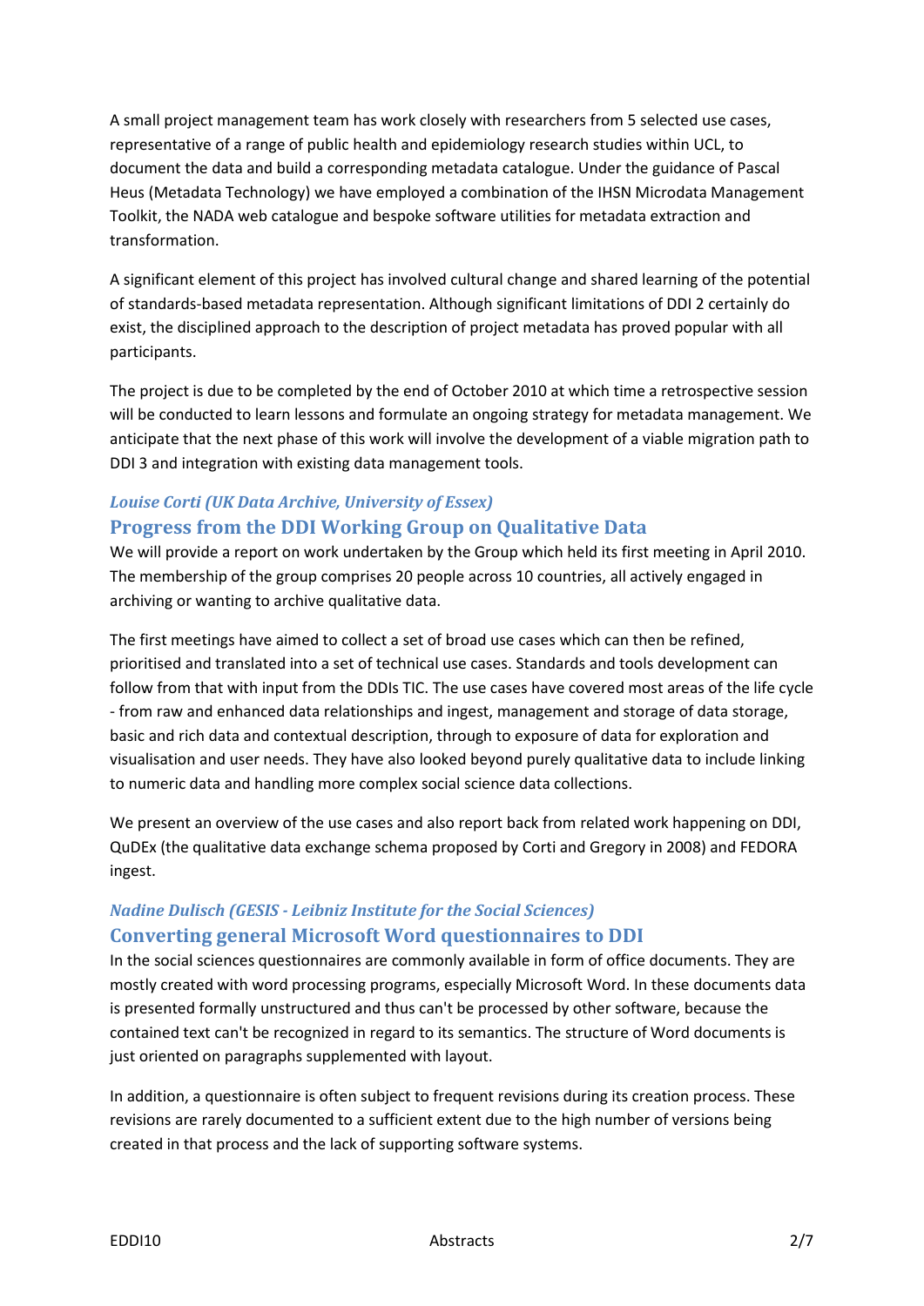A small project management team has work closely with researchers from 5 selected use cases, representative of a range of public health and epidemiology research studies within UCL, to document the data and build a corresponding metadata catalogue. Under the guidance of Pascal Heus (Metadata Technology) we have employed a combination of the IHSN Microdata Management Toolkit, the NADA web catalogue and bespoke software utilities for metadata extraction and transformation.

A significant element of this project has involved cultural change and shared learning of the potential of standards-based metadata representation. Although significant limitations of DDI 2 certainly do exist, the disciplined approach to the description of project metadata has proved popular with all participants.

The project is due to be completed by the end of October 2010 at which time a retrospective session will be conducted to learn lessons and formulate an ongoing strategy for metadata management. We anticipate that the next phase of this work will involve the development of a viable migration path to DDI 3 and integration with existing data management tools.

*Louise Corti (UK Data Archive, University of Essex)*

## Progress from the DDI Working Group on Qualitative Data

We will provide a report on work undertaken by the Group which held its first meeting in April 2010. The membership of the group comprises 20 people across 10 countries, all actively engaged in archiving or wanting to archive qualitative data.

The first meetings have aimed to collect a set of broad use cases which can then be refined, prioritised and translated into a set of technical use cases. Standards and tools development can follow from that with input from the DDIs TIC. The use cases have covered most areas of the life cycle - from raw and enhanced data relationships and ingest, management and storage of data storage, basic and rich data and contextual description, through to exposure of data for exploration and visualisation and user needs. They have also looked beyond purely qualitative data to include linking to numeric data and handling more complex social science data collections.

We present an overview of the use cases and also report back from related work happening on DDI, QuDEx (the qualitative data exchange schema proposed by Corti and Gregory in 2008) and FEDORA ingest.

*Nadine Dulisch (GESIS - Leibniz Institute for the Social Sciences)*

## Converting general Microsoft Word questionnaires to DDI

In the social sciences questionnaires are commonly available in form of office documents. They are mostly created with word processing programs, especially Microsoft Word. In these documents data is presented formally unstructured and thus can't be processed by other software, because the contained text can't be recognized in regard to its semantics. The structure of Word documents is just oriented on paragraphs supplemented with layout.

In addition, a questionnaire is often subject to frequent revisions during its creation process. These revisions are rarely documented to a sufficient extent due to the high number of versions being created in that process and the lack of supporting software systems.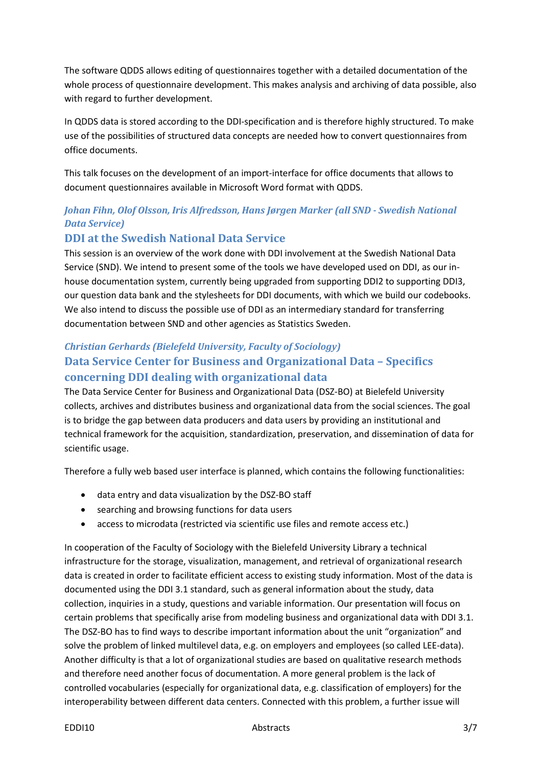The software QDDS allows editing of questionnaires together with a detailed documentation of the whole process of questionnaire development. This makes analysis and archiving of data possible, also with regard to further development.

In QDDS data is stored according to the DDI-specification and is therefore highly structured. To make use of the possibilities of structured data concepts are needed how to convert questionnaires from office documents.

This talk focuses on the development of an import-interface for office documents that allows to document questionnaires available in Microsoft Word format with QDDS.

*Johan Fihn, Olof Olsson, Iris Alfredsson, Hans Jørgen Marker (all SND - Swedish National Data Service)*

## DDI at the Swedish National Data Service

This session is an overview of the work done with DDI involvement at the Swedish National Data Service (SND). We intend to present some of the tools we have developed used on DDI, as our in-house documentation system, currently being upgraded from supporting DDI2 to supporting DDI3, our question data bank and the stylesheets for DDI documents, with which we build our codebooks. We also intend to discuss the possible use of DDI as an intermediary standard for transferring documentation between SND and other agencies as Statistics Sweden.

*Christian Gerhards (Bielefeld University, Faculty of Sociology)*

## Data Service Center for Business and Organizational Data – Specifics concerning DDI dealing with organizational data

The Data Service Center for Business and Organizational Data (DSZ-BO) at Bielefeld University collects, archives and distributes business and organizational data from the social sciences. The goal is to bridge the gap between data producers and data users by providing an institutional and technical framework for the acquisition, standardization, preservation, and dissemination of data for scientific usage.

Therefore a fully web based user interface is planned, which contains the following functionalities:

- data entry and data visualization by the DSZ-BO staff
- searching and browsing functions for data users
- access to microdata (restricted via scientific use files and remote access etc.)

In cooperation of the Faculty of Sociology with the Bielefeld University Library a technical infrastructure for the storage, visualization, management, and retrieval of organizational research data is created in order to facilitate efficient access to existing study information. Most of the data is documented using the DDI 3.1 standard, such as general information about the study, data collection, inquiries in a study, questions and variable information. Our presentation will focus on certain problems that specifically arise from modeling business and organizational data with DDI 3.1. The DSZ-BO has to find ways to describe important information about the unit "organization" and solve the problem of linked multilevel data, e.g. on employers and employees (so called LEE-data). Another difficulty is that a lot of organizational studies are based on qualitative research methods and therefore need another focus of documentation. A more general problem is the lack of controlled vocabularies (especially for organizational data, e.g. classification of employers) for the interoperability between different data centers. Connected with this problem, a further issue will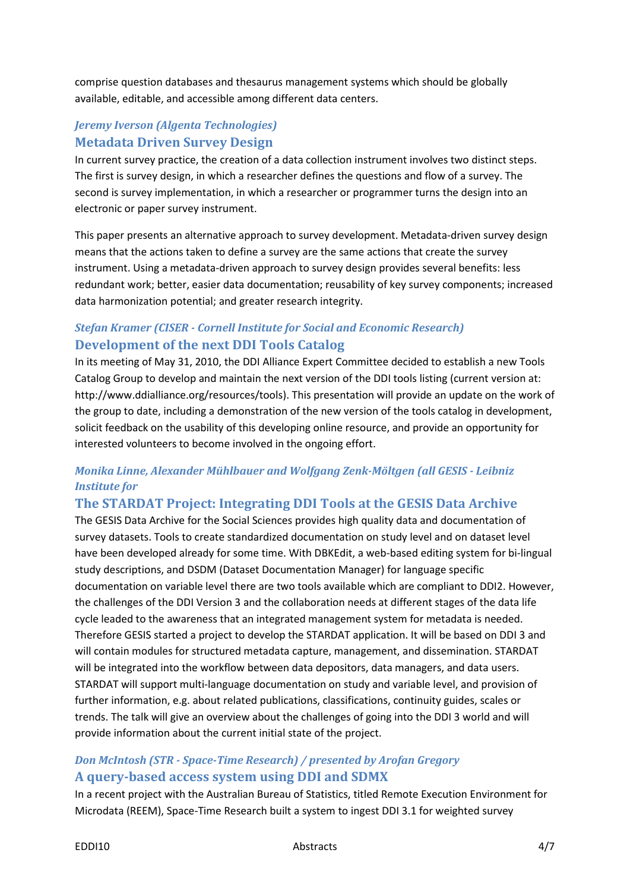comprise question databases and thesaurus management systems which should be globally available, editable, and accessible among different data centers.

*Jeremy Iverson (Algenta Technologies)*

### Metadata Driven Survey Design

In current survey practice, the creation of a data collection instrument involves two distinct steps. The first is survey design, in which a researcher defines the questions and flow of a survey. The second is survey implementation, in which a researcher or programmer turns the design into an electronic or paper survey instrument.

This paper presents an alternative approach to survey development. Metadata-driven survey design means that the actions taken to define a survey are the same actions that create the survey instrument. Using a metadata-driven approach to survey design provides several benefits: less redundant work; better, easier data documentation; reusability of key survey components; increased data harmonization potential; and greater research integrity.

*Stefan Kramer (CISER - Cornell Institute for Social and Economic Research)*

### Development of the next DDI Tools Catalog

In its meeting of May 31, 2010, the DDI Alliance Expert Committee decided to establish a new Tools Catalog Group to develop and maintain the next version of the DDI tools listing (current version at: http://www.ddialliance.org/resources/tools). This presentation will provide an update on the work of the group to date, including a demonstration of the new version of the tools catalog in development, solicit feedback on the usability of this developing online resource, and provide an opportunity for interested volunteers to become involved in the ongoing effort.

*Monika Linne, Alexander Mühlbauer and Wolfgang Zenk-Möltgen (all GESIS - Leibniz Institute for*

### The STARDAT Project: Integrating DDI Tools at the GESIS Data Archive

The GESIS Data Archive for the Social Sciences provides high quality data and documentation of survey datasets. Tools to create standardized documentation on study level and on dataset level have been developed already for some time. With DBKEdit, a web-based editing system for bi-lingual study descriptions, and DSDM (Dataset Documentation Manager) for language specific documentation on variable level there are two tools available which are compliant to DDI2. However, the challenges of the DDI Version 3 and the collaboration needs at different stages of the data life cycle leaded to the awareness that an integrated management system for metadata is needed. Therefore GESIS started a project to develop the STARDAT application. It will be based on DDI 3 and will contain modules for structured metadata capture, management, and dissemination. STARDAT will be integrated into the workflow between data depositors, data managers, and data users. STARDAT will support multi-language documentation on study and variable level, and provision of further information, e.g. about related publications, classifications, continuity guides, scales or trends. The talk will give an overview about the challenges of going into the DDI 3 world and will provide information about the current initial state of the project.

*Don McIntosh (STR - Space-Time Research) / presented by Arofan Gregory*

### A query-based access system using DDI and SDMX

In a recent project with the Australian Bureau of Statistics, titled Remote Execution Environment for Microdata (REEM), Space-Time Research built a system to ingest DDI 3.1 for weighted survey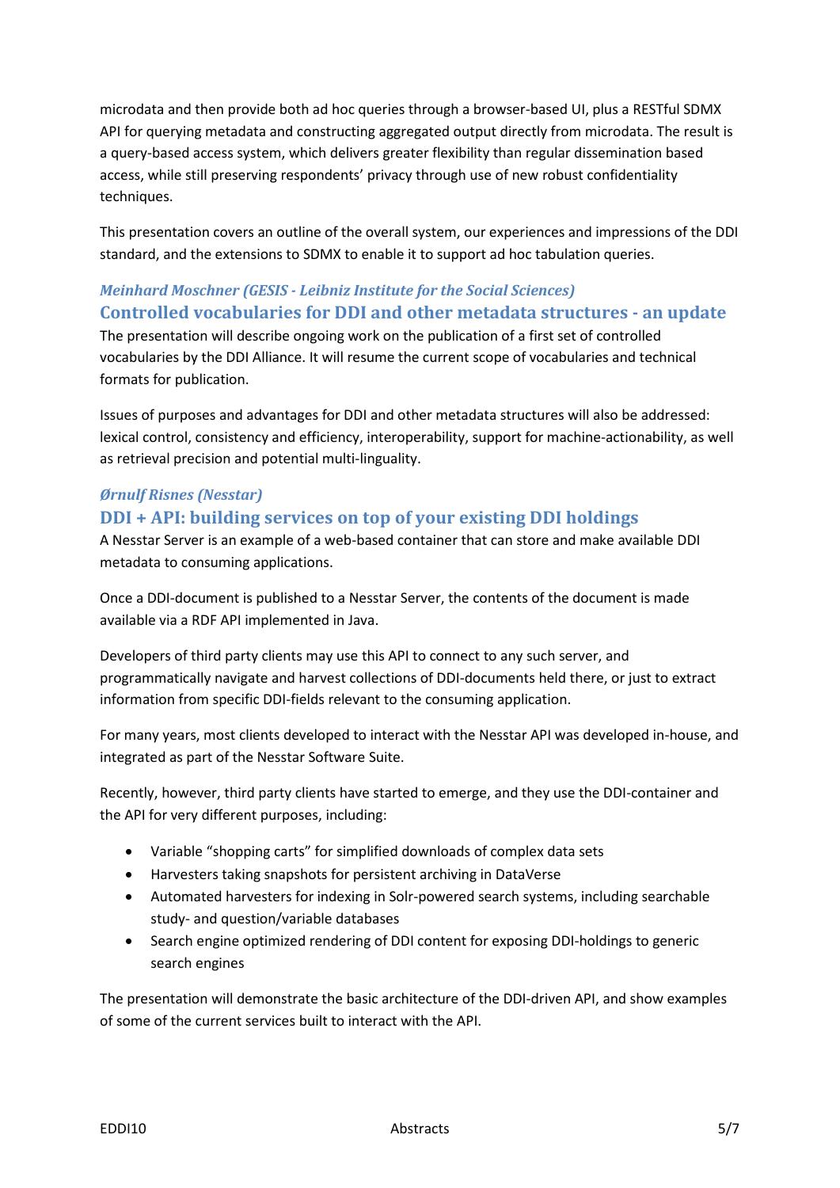microdata and then provide both ad hoc queries through a browser-based UI, plus a RESTful SDMX API for querying metadata and constructing aggregated output directly from microdata. The result is a query-based access system, which delivers greater flexibility than regular dissemination based access, while still preserving respondents' privacy through use of new robust confidentiality techniques.

This presentation covers an outline of the overall system, our experiences and impressions of the DDI standard, and the extensions to SDMX to enable it to support ad hoc tabulation queries.

*Meinhard Moschner (GESIS - Leibniz Institute for the Social Sciences)*

## Controlled vocabularies for DDI and other metadata structures - an update

The presentation will describe ongoing work on the publication of a first set of controlled vocabularies by the DDI Alliance. It will resume the current scope of vocabularies and technical formats for publication.

Issues of purposes and advantages for DDI and other metadata structures will also be addressed: lexical control, consistency and efficiency, interoperability, support for machine-actionability, as well as retrieval precision and potential multi-linguality.

*Ørnulf Risnes (Nesstar)*

## DDI + API: building services on top of your existing DDI holdings

A Nesstar Server is an example of a web-based container that can store and make available DDI metadata to consuming applications.

Once a DDI-document is published to a Nesstar Server, the contents of the document is made available via a RDF API implemented in Java.

Developers of third party clients may use this API to connect to any such server, and programmatically navigate and harvest collections of DDI-documents held there, or just to extract information from specific DDI-fields relevant to the consuming application.

For many years, most clients developed to interact with the Nesstar API was developed in-house, and integrated as part of the Nesstar Software Suite.

Recently, however, third party clients have started to emerge, and they use the DDI-container and the API for very different purposes, including:

- Variable "shopping carts" for simplified downloads of complex data sets
- Harvesters taking snapshots for persistent archiving in DataVerse
- Automated harvesters for indexing in Solr-powered search systems, including searchable study- and question/variable databases
- Search engine optimized rendering of DDI content for exposing DDI-holdings to generic search engines

The presentation will demonstrate the basic architecture of the DDI-driven API, and show examples of some of the current services built to interact with the API.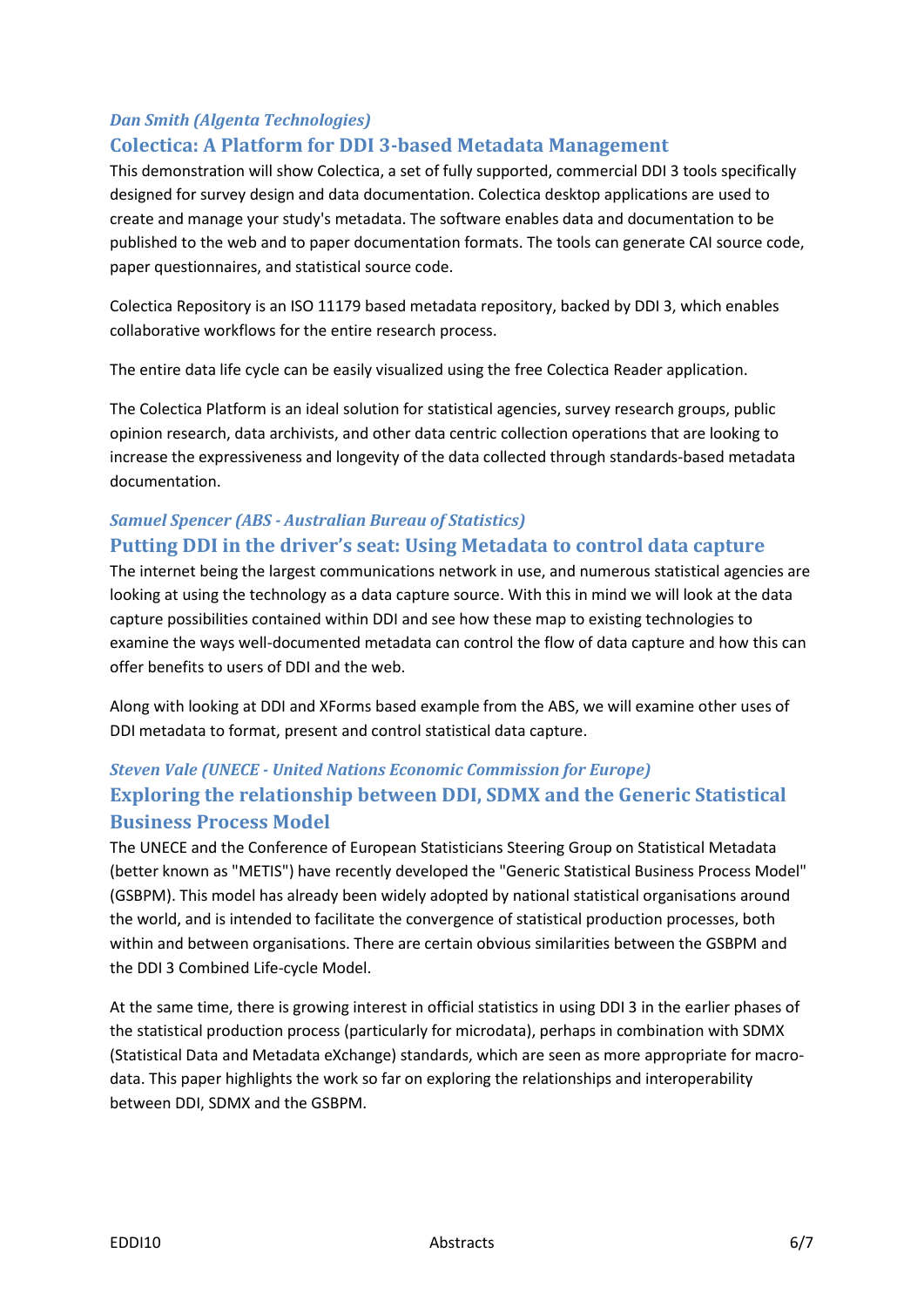*Dan Smith (Algenta Technologies)*

## Colectica: A Platform for DDI 3-based Metadata Management

This demonstration will show Colectica, a set of fully supported, commercial DDI 3 tools specifically designed for survey design and data documentation. Colectica desktop applications are used to create and manage your study's metadata. The software enables data and documentation to be published to the web and to paper documentation formats. The tools can generate CAI source code, paper questionnaires, and statistical source code.

Colectica Repository is an ISO 11179 based metadata repository, backed by DDI 3, which enables collaborative workflows for the entire research process.

The entire data life cycle can be easily visualized using the free Colectica Reader application.

The Colectica Platform is an ideal solution for statistical agencies, survey research groups, public opinion research, data archivists, and other data centric collection operations that are looking to increase the expressiveness and longevity of the data collected through standards-based metadata documentation.

*Samuel Spencer (ABS - Australian Bureau of Statistics)*

## Putting DDI in the driver's seat: Using Metadata to control data capture

The internet being the largest communications network in use, and numerous statistical agencies are looking at using the technology as a data capture source. With this in mind we will look at the data capture possibilities contained within DDI and see how these map to existing technologies to examine the ways well-documented metadata can control the flow of data capture and how this can offer benefits to users of DDI and the web.

Along with looking at DDI and XForms based example from the ABS, we will examine other uses of DDI metadata to format, present and control statistical data capture.

*Steven Vale (UNECE - United Nations Economic Commission for Europe)*

## Exploring the relationship between DDI, SDMX and the Generic Statistical Business Process Model

The UNECE and the Conference of European Statisticians Steering Group on Statistical Metadata (better known as "METIS") have recently developed the "Generic Statistical Business Process Model" (GSBPM). This model has already been widely adopted by national statistical organisations around the world, and is intended to facilitate the convergence of statistical production processes, both within and between organisations. There are certain obvious similarities between the GSBPM and the DDI 3 Combined Life-cycle Model.

At the same time, there is growing interest in official statistics in using DDI 3 in the earlier phases of the statistical production process (particularly for microdata), perhaps in combination with SDMX (Statistical Data and Metadata eXchange) standards, which are seen as more appropriate for macro-data. This paper highlights the work so far on exploring the relationships and interoperability between DDI, SDMX and the GSBPM.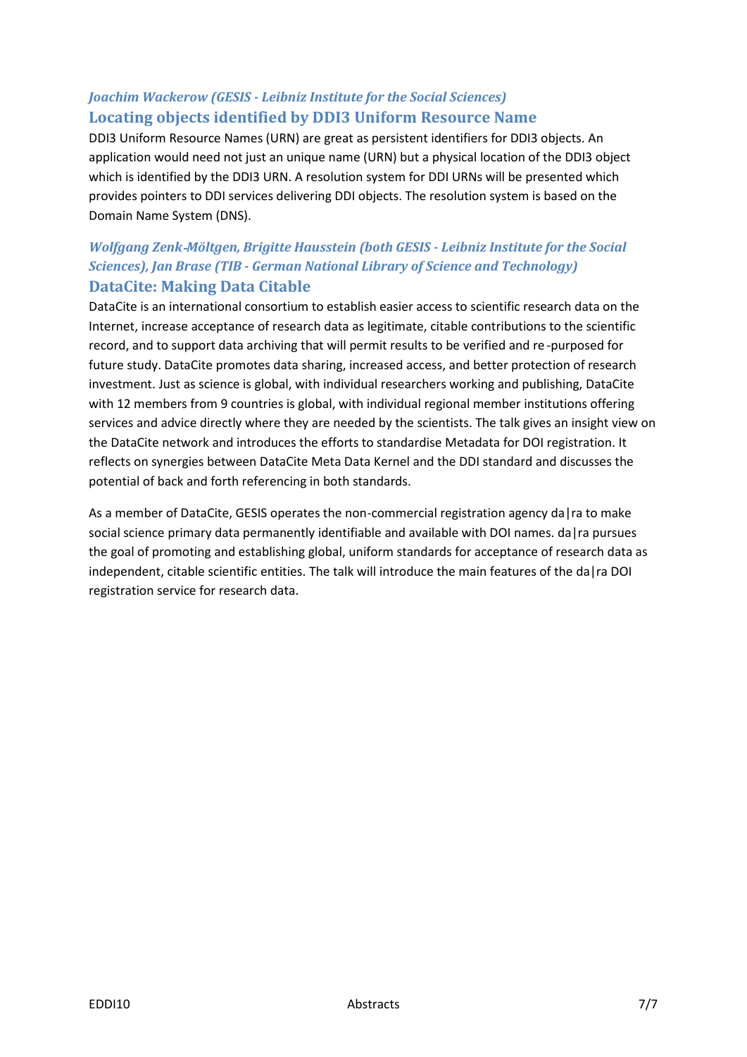*Joachim Wackerow (GESIS - Leibniz Institute for the Social Sciences)*

## Locating objects identified by DDI3 Uniform Resource Name

DDI3 Uniform Resource Names (URN) are great as persistent identifiers for DDI3 objects. An application would need not just an unique name (URN) but a physical location of the DDI3 object which is identified by the DDI3 URN. A resolution system for DDI URNs will be presented which provides pointers to DDI services delivering DDI objects. The resolution system is based on the Domain Name System (DNS).

*Wolfgang Zenk-Möltgen, Brigitte Hausstein (both GESIS - Leibniz Institute for the Social Sciences), Jan Brase (TIB - German National Library of Science and Technology)*

## DataCite: Making Data Citable

DataCite is an international consortium to establish easier access to scientific research data on the Internet, increase acceptance of research data as legitimate, citable contributions to the scientific record, and to support data archiving that will permit results to be verified and re-purposed for future study. DataCite promotes data sharing, increased access, and better protection of research investment. Just as science is global, with individual researchers working and publishing, DataCite with 12 members from 9 countries is global, with individual regional member institutions offering services and advice directly where they are needed by the scientists. The talk gives an insight view on the DataCite network and introduces the efforts to standardise Metadata for DOI registration. It reflects on synergies between DataCite Meta Data Kernel and the DDI standard and discusses the potential of back and forth referencing in both standards.

As a member of DataCite, GESIS operates the non-commercial registration agency da|ra to make social science primary data permanently identifiable and available with DOI names. da|ra pursues the goal of promoting and establishing global, uniform standards for acceptance of research data as independent, citable scientific entities. The talk will introduce the main features of the da|ra DOI registration service for research data.